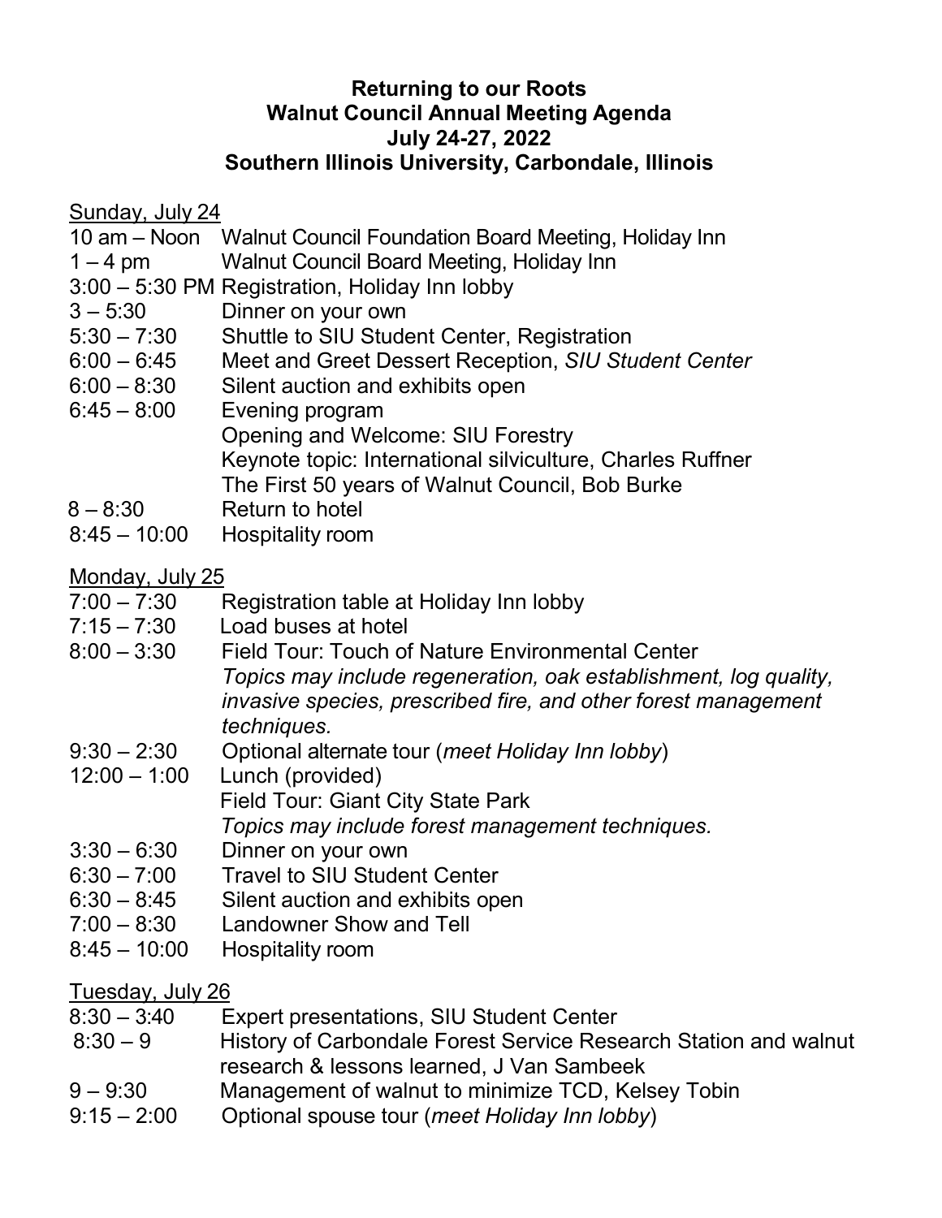**Returning to our Roots**
**Walnut Council Annual Meeting Agenda**
**July 24-27, 2022**
**Southern Illinois University, Carbondale, Illinois**

Sunday, July 24

10 am – Noon Walnut Council Foundation Board Meeting, Holiday Inn
1 – 4 pm Walnut Council Board Meeting, Holiday Inn
3:00 – 5:30 PM Registration, Holiday Inn lobby
3 – 5:30 Dinner on your own
5:30 – 7:30 Shuttle to SIU Student Center, Registration
6:00 – 6:45 Meet and Greet Dessert Reception, *SIU Student Center*
6:00 – 8:30 Silent auction and exhibits open
6:45 – 8:00 Evening program
Opening and Welcome: SIU Forestry
Keynote topic: International silviculture, Charles Ruffner
The First 50 years of Walnut Council, Bob Burke
8 – 8:30 Return to hotel
8:45 – 10:00 Hospitality room

Monday, July 25

7:00 – 7:30 Registration table at Holiday Inn lobby
7:15 – 7:30 Load buses at hotel
8:00 – 3:30 Field Tour: Touch of Nature Environmental Center
*Topics may include regeneration, oak establishment, log quality, invasive species, prescribed fire, and other forest management techniques.*
9:30 – 2:30 Optional alternate tour (*meet Holiday Inn lobby*)
12:00 – 1:00 Lunch (provided)
Field Tour: Giant City State Park
*Topics may include forest management techniques.*
3:30 – 6:30 Dinner on your own
6:30 – 7:00 Travel to SIU Student Center
6:30 – 8:45 Silent auction and exhibits open
7:00 – 8:30 Landowner Show and Tell
8:45 – 10:00 Hospitality room

Tuesday, July 26

8:30 – 3:40 Expert presentations, SIU Student Center
8:30 – 9 History of Carbondale Forest Service Research Station and walnut research & lessons learned, J Van Sambeek
9 – 9:30 Management of walnut to minimize TCD, Kelsey Tobin
9:15 – 2:00 Optional spouse tour (*meet Holiday Inn lobby*)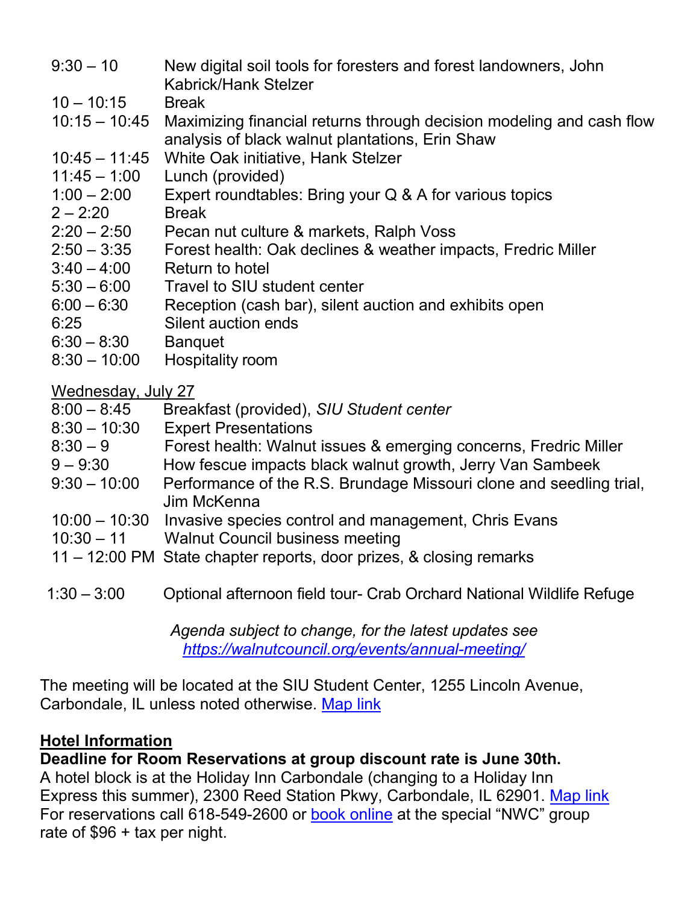| | |
|---|---|
| 9:30 – 10 | New digital soil tools for foresters and forest landowners, John Kabrick/Hank Stelzer |
| 10 – 10:15 | Break |
| 10:15 – 10:45 | Maximizing financial returns through decision modeling and cash flow analysis of black walnut plantations, Erin Shaw |
| 10:45 – 11:45 | White Oak initiative, Hank Stelzer |
| 11:45 – 1:00 | Lunch (provided) |
| 1:00 – 2:00 | Expert roundtables: Bring your Q & A for various topics |
| 2 – 2:20 | Break |
| 2:20 – 2:50 | Pecan nut culture & markets, Ralph Voss |
| 2:50 – 3:35 | Forest health: Oak declines & weather impacts, Fredric Miller |
| 3:40 – 4:00 | Return to hotel |
| 5:30 – 6:00 | Travel to SIU student center |
| 6:00 – 6:30 | Reception (cash bar), silent auction and exhibits open |
| 6:25 | Silent auction ends |
| 6:30 – 8:30 | Banquet |
| 8:30 – 10:00 | Hospitality room |

Wednesday, July 27

| | |
|---|---|
| 8:00 – 8:45 | Breakfast (provided), *SIU Student center* |
| 8:30 – 10:30 | Expert Presentations |
| 8:30 – 9 | Forest health: Walnut issues & emerging concerns, Fredric Miller |
| 9 – 9:30 | How fescue impacts black walnut growth, Jerry Van Sambeek |
| 9:30 – 10:00 | Performance of the R.S. Brundage Missouri clone and seedling trial, Jim McKenna |
| 10:00 – 10:30 | Invasive species control and management, Chris Evans |
| 10:30 – 11 | Walnut Council business meeting |
| 11 – 12:00 PM | State chapter reports, door prizes, & closing remarks |
| 1:30 – 3:00 | Optional afternoon field tour- Crab Orchard National Wildlife Refuge |

*Agenda subject to change, for the latest updates see https://walnutcouncil.org/events/annual-meeting/*

The meeting will be located at the SIU Student Center, 1255 Lincoln Avenue, Carbondale, IL unless noted otherwise. Map link

**Hotel Information**

**Deadline for Room Reservations at group discount rate is June 30th.**

A hotel block is at the Holiday Inn Carbondale (changing to a Holiday Inn Express this summer), 2300 Reed Station Pkwy, Carbondale, IL 62901. Map link

For reservations call 618-549-2600 or book online at the special "NWC" group rate of $96 + tax per night.